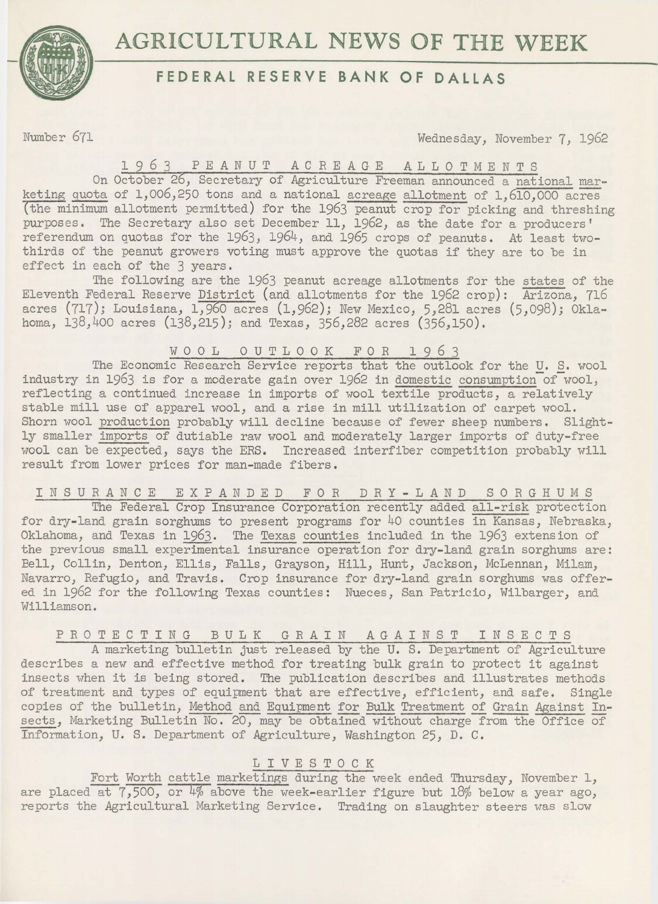// AGRICULTURAL NEWS OF THE WEEK

# AGRICULTURAL NEWS OF THE WEEK

## FEDERAL RESERVE BANK OF DALLAS

Number 671 — Wednesday, November 7, 1962

### 1963 PEANUT ACREAGE ALLOTMENTS

On October 26, Secretary of Agriculture Freeman announced a national marketing quota of 1,006,250 tons and a national acreage allotment of 1,610,000 acres (the minimum allotment permitted) for the 1963 peanut crop for picking and threshing purposes. The Secretary also set December 11, 1962, as the date for a producers' referendum on quotas for the 1963, 1964, and 1965 crops of peanuts. At least two-thirds of the peanut growers voting must approve the quotas if they are to be in effect in each of the 3 years.

The following are the 1963 peanut acreage allotments for the states of the Eleventh Federal Reserve District (and allotments for the 1962 crop): Arizona, 716 acres (717); Louisiana, 1,960 acres (1,962); New Mexico, 5,281 acres (5,098); Oklahoma, 138,400 acres (138,215); and Texas, 356,282 acres (356,150).

### WOOL OUTLOOK FOR 1963

The Economic Research Service reports that the outlook for the U. S. wool industry in 1963 is for a moderate gain over 1962 in domestic consumption of wool, reflecting a continued increase in imports of wool textile products, a relatively stable mill use of apparel wool, and a rise in mill utilization of carpet wool. Shorn wool production probably will decline because of fewer sheep numbers. Slightly smaller imports of dutiable raw wool and moderately larger imports of duty-free wool can be expected, says the ERS. Increased interfiber competition probably will result from lower prices for man-made fibers.

### INSURANCE EXPANDED FOR DRY-LAND SORGHUMS

The Federal Crop Insurance Corporation recently added all-risk protection for dry-land grain sorghums to present programs for 40 counties in Kansas, Nebraska, Oklahoma, and Texas in 1963. The Texas counties included in the 1963 extension of the previous small experimental insurance operation for dry-land grain sorghums are: Bell, Collin, Denton, Ellis, Falls, Grayson, Hill, Hunt, Jackson, McLennan, Milam, Navarro, Refugio, and Travis. Crop insurance for dry-land grain sorghums was offered in 1962 for the following Texas counties: Nueces, San Patricio, Wilbarger, and Williamson.

### PROTECTING BULK GRAIN AGAINST INSECTS

A marketing bulletin just released by the U. S. Department of Agriculture describes a new and effective method for treating bulk grain to protect it against insects when it is being stored. The publication describes and illustrates methods of treatment and types of equipment that are effective, efficient, and safe. Single copies of the bulletin, Method and Equipment for Bulk Treatment of Grain Against Insects, Marketing Bulletin No. 20, may be obtained without charge from the Office of Information, U. S. Department of Agriculture, Washington 25, D. C.

### LIVESTOCK

Fort Worth cattle marketings during the week ended Thursday, November 1, are placed at 7,500, or 4% above the week-earlier figure but 18% below a year ago, reports the Agricultural Marketing Service. Trading on slaughter steers was slow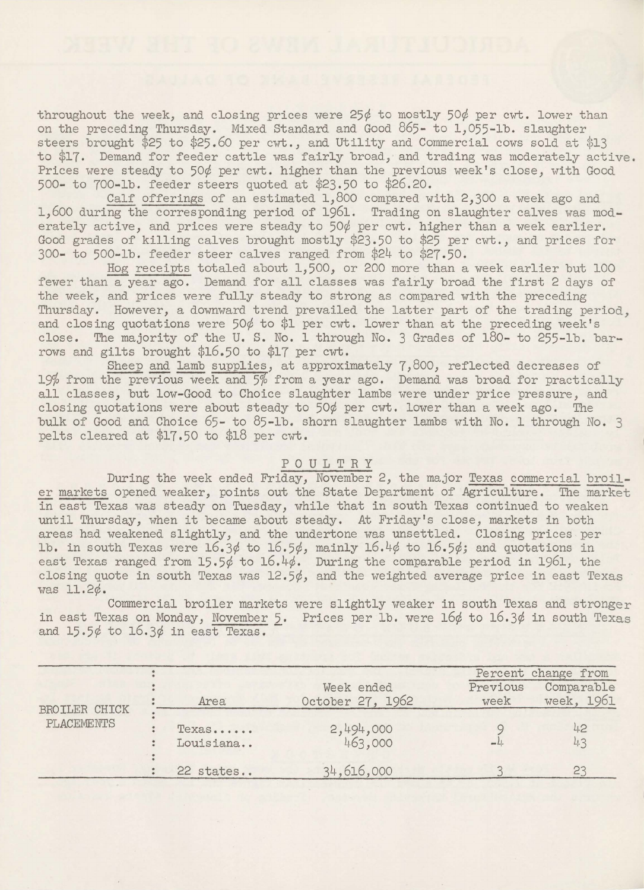throughout the week, and closing prices were 25¢ to mostly 50¢ per cwt. lower than on the preceding Thursday. Mixed Standard and Good 865- to 1,055-lb. slaughter steers brought $25 to $25.60 per cwt., and Utility and Commercial cows sold at $13 to $17. Demand for feeder cattle was fairly broad, and trading was moderately active. Prices were steady to 50¢ per cwt. higher than the previous week's close, with Good 500- to 700-lb. feeder steers quoted at $23.50 to $26.20.

Calf offerings of an estimated 1,800 compared with 2,300 a week ago and 1,600 during the corresponding period of 1961. Trading on slaughter calves was moderately active, and prices were steady to 50¢ per cwt. higher than a week earlier. Good grades of killing calves brought mostly $23.50 to $25 per cwt., and prices for 300- to 500-lb. feeder steer calves ranged from $24 to $27.50.

Hog receipts totaled about 1,500, or 200 more than a week earlier but 100 fewer than a year ago. Demand for all classes was fairly broad the first 2 days of the week, and prices were fully steady to strong as compared with the preceding Thursday. However, a downward trend prevailed the latter part of the trading period, and closing quotations were 50¢ to $1 per cwt. lower than at the preceding week's close. The majority of the U. S. No. 1 through No. 3 Grades of 180- to 255-lb. barrows and gilts brought $16.50 to $17 per cwt.

Sheep and lamb supplies, at approximately 7,800, reflected decreases of 19% from the previous week and 5% from a year ago. Demand was broad for practically all classes, but low-Good to Choice slaughter lambs were under price pressure, and closing quotations were about steady to 50¢ per cwt. lower than a week ago. The bulk of Good and Choice 65- to 85-lb. shorn slaughter lambs with No. 1 through No. 3 pelts cleared at $17.50 to $18 per cwt.

## POULTRY

During the week ended Friday, November 2, the major Texas commercial broiler markets opened weaker, points out the State Department of Agriculture. The market in east Texas was steady on Tuesday, while that in south Texas continued to weaken until Thursday, when it became about steady. At Friday's close, markets in both areas had weakened slightly, and the undertone was unsettled. Closing prices per lb. in south Texas were 16.3¢ to 16.5¢, mainly 16.4¢ to 16.5¢; and quotations in east Texas ranged from 15.5¢ to 16.4¢. During the comparable period in 1961, the closing quote in south Texas was 12.5¢, and the weighted average price in east Texas was 11.2¢.

Commercial broiler markets were slightly weaker in south Texas and stronger in east Texas on Monday, November 5. Prices per lb. were 16¢ to 16.3¢ in south Texas and 15.5¢ to 16.3¢ in east Texas.

| BROILER CHICK PLACEMENTS | Area | Week ended October 27, 1962 | Percent change from | |
|---|---|---|---|---|
| | | | Previous week | Comparable week, 1961 |
| | Texas...... | 2,494,000 | 9 | 42 |
| | Louisiana.. | 463,000 | -4 | 43 |
| | 22 states.. | 34,616,000 | 3 | 23 |